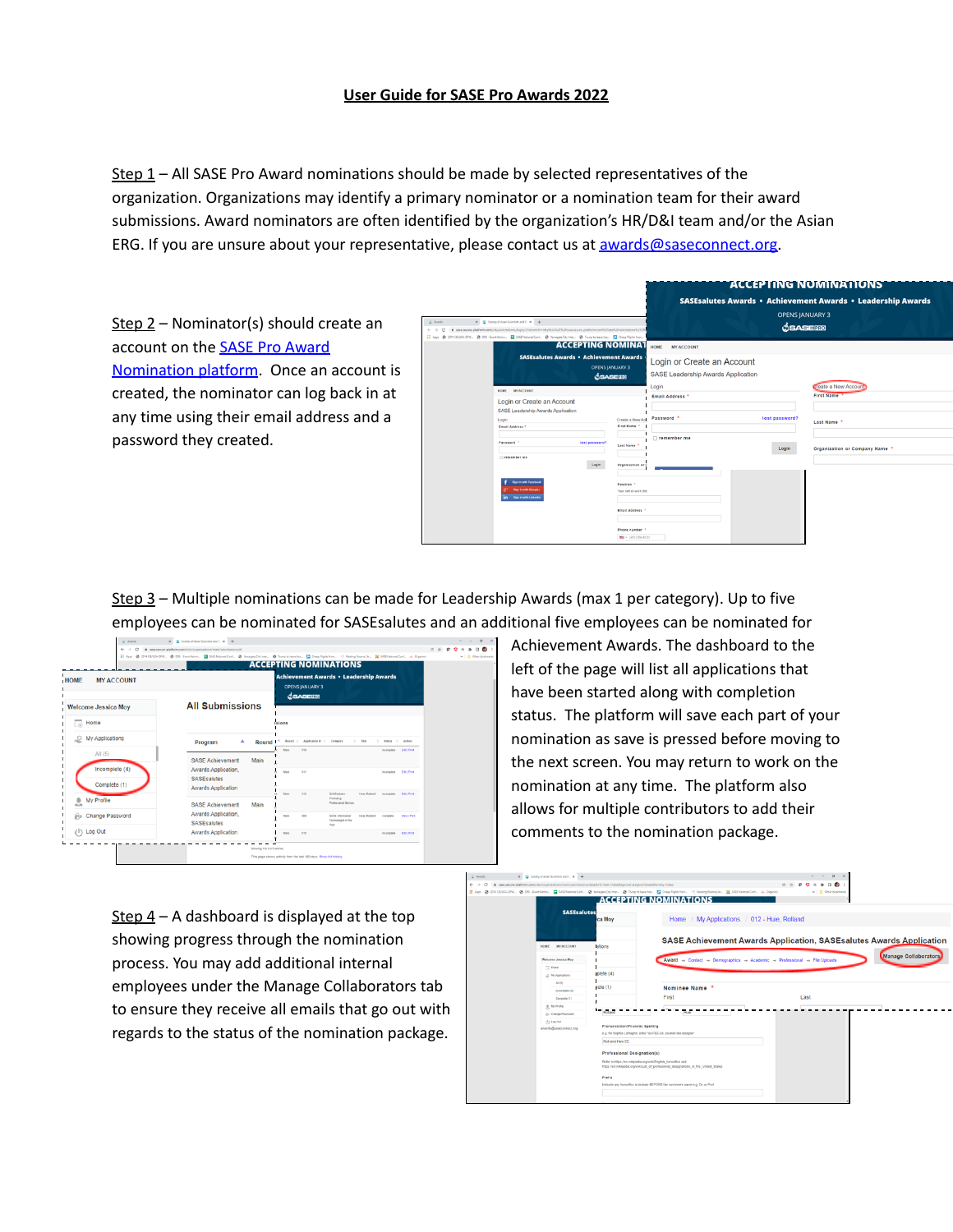# User Guide for SASE Pro Awards 2022

Step 1 – All SASE Pro Award nominations should be made by selected representatives of the organization. Organizations may identify a primary nominator or a nomination team for their award submissions. Award nominators are often identified by the organization's HR/D&I team and/or the Asian ERG. If you are unsure about your representative, please contact us at awards@saseconnect.org.

Step 2 – Nominator(s) should create an account on the SASE Pro Award Nomination platform. Once an account is created, the nominator can log back in at any time using their email address and a password they created.

Step 3 – Multiple nominations can be made for Leadership Awards (max 1 per category). Up to five employees can be nominated for SASEsalutes and an additional five employees can be nominated for Achievement Awards. The dashboard to the left of the page will list all applications that have been started along with completion status. The platform will save each part of your nomination as save is pressed before moving to the next screen. You may return to work on the nomination at any time. The platform also allows for multiple contributors to add their comments to the nomination package.

Step 4 – A dashboard is displayed at the top showing progress through the nomination process. You may add additional internal employees under the Manage Collaborators tab to ensure they receive all emails that go out with regards to the status of the nomination package.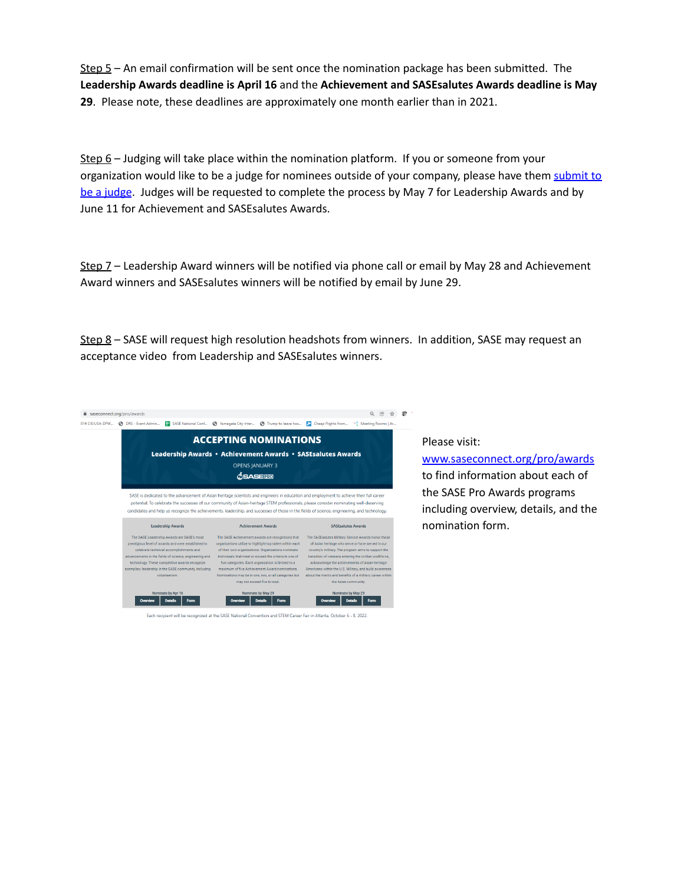Step 5 – An email confirmation will be sent once the nomination package has been submitted. The **Leadership Awards deadline is April 16** and the **Achievement and SASEsalutes Awards deadline is May 29**. Please note, these deadlines are approximately one month earlier than in 2021.

Step 6 – Judging will take place within the nomination platform. If you or someone from your organization would like to be a judge for nominees outside of your company, please have them [submit to be a judge](). Judges will be requested to complete the process by May 7 for Leadership Awards and by June 11 for Achievement and SASEsalutes Awards.

Step 7 – Leadership Award winners will be notified via phone call or email by May 28 and Achievement Award winners and SASEsalutes winners will be notified by email by June 29.

Step 8 – SASE will request high resolution headshots from winners. In addition, SASE may request an acceptance video from Leadership and SASEsalutes winners.

Please visit: [www.saseconnect.org/pro/awards](www.saseconnect.org/pro/awards) to find information about each of the SASE Pro Awards programs including overview, details, and the nomination form.